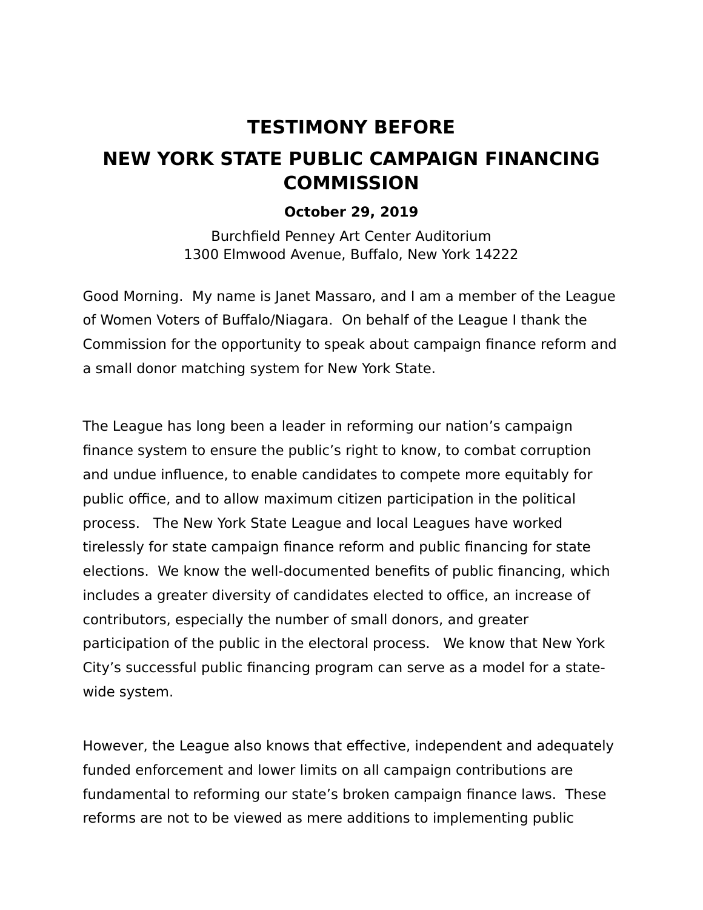# TESTIMONY BEFORE

# NEW YORK STATE PUBLIC CAMPAIGN FINANCING COMMISSION

**October 29, 2019**

Burchfield Penney Art Center Auditorium
1300 Elmwood Avenue, Buffalo, New York 14222

Good Morning. My name is Janet Massaro, and I am a member of the League of Women Voters of Buffalo/Niagara. On behalf of the League I thank the Commission for the opportunity to speak about campaign finance reform and a small donor matching system for New York State.

The League has long been a leader in reforming our nation's campaign finance system to ensure the public's right to know, to combat corruption and undue influence, to enable candidates to compete more equitably for public office, and to allow maximum citizen participation in the political process. The New York State League and local Leagues have worked tirelessly for state campaign finance reform and public financing for state elections. We know the well-documented benefits of public financing, which includes a greater diversity of candidates elected to office, an increase of contributors, especially the number of small donors, and greater participation of the public in the electoral process. We know that New York City's successful public financing program can serve as a model for a state-wide system.

However, the League also knows that effective, independent and adequately funded enforcement and lower limits on all campaign contributions are fundamental to reforming our state's broken campaign finance laws. These reforms are not to be viewed as mere additions to implementing public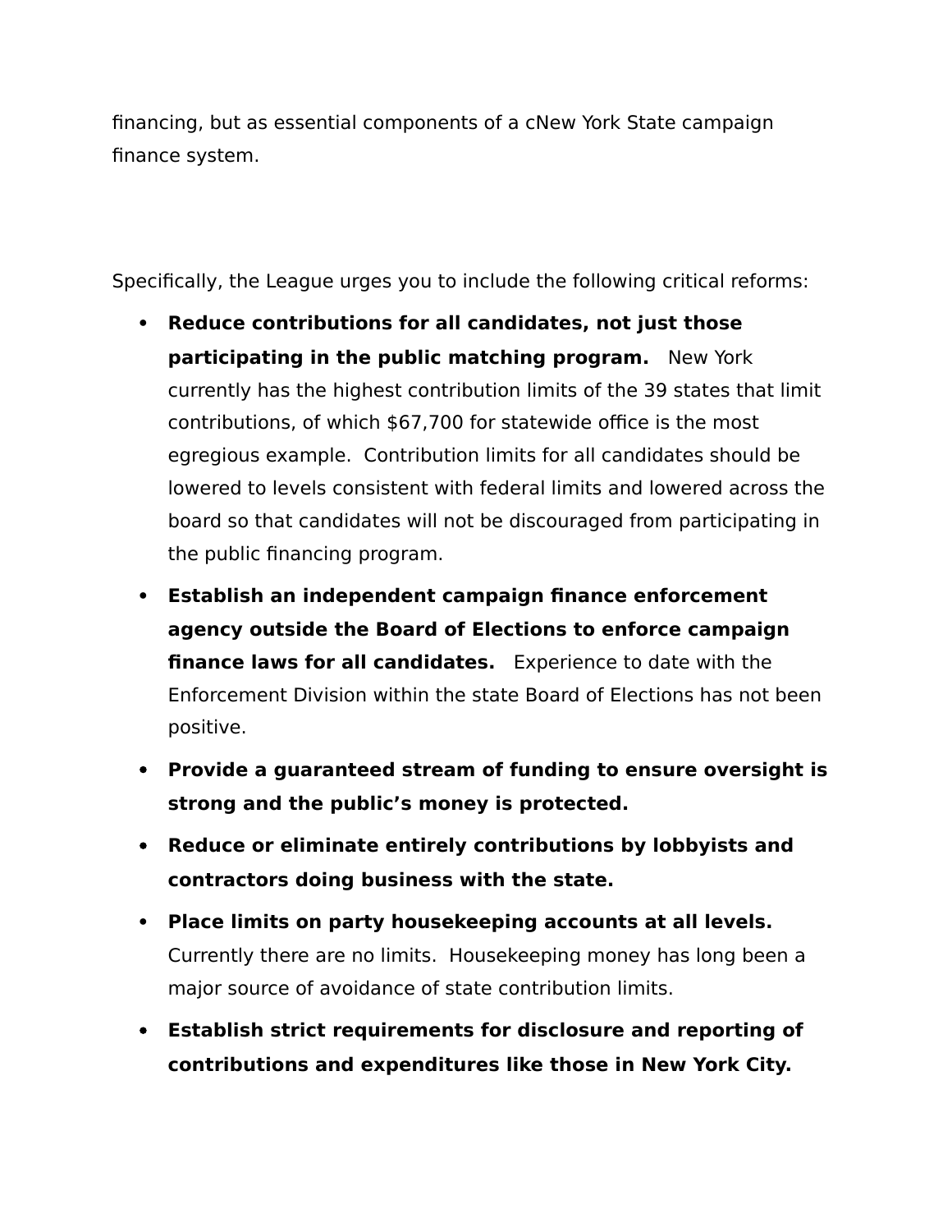financing, but as essential components of a cNew York State campaign finance system.

Specifically, the League urges you to include the following critical reforms:

- **Reduce contributions for all candidates, not just those participating in the public matching program.** New York currently has the highest contribution limits of the 39 states that limit contributions, of which $67,700 for statewide office is the most egregious example. Contribution limits for all candidates should be lowered to levels consistent with federal limits and lowered across the board so that candidates will not be discouraged from participating in the public financing program.
- **Establish an independent campaign finance enforcement agency outside the Board of Elections to enforce campaign finance laws for all candidates.** Experience to date with the Enforcement Division within the state Board of Elections has not been positive.
- **Provide a guaranteed stream of funding to ensure oversight is strong and the public's money is protected.**
- **Reduce or eliminate entirely contributions by lobbyists and contractors doing business with the state.**
- **Place limits on party housekeeping accounts at all levels.** Currently there are no limits. Housekeeping money has long been a major source of avoidance of state contribution limits.
- **Establish strict requirements for disclosure and reporting of contributions and expenditures like those in New York City.**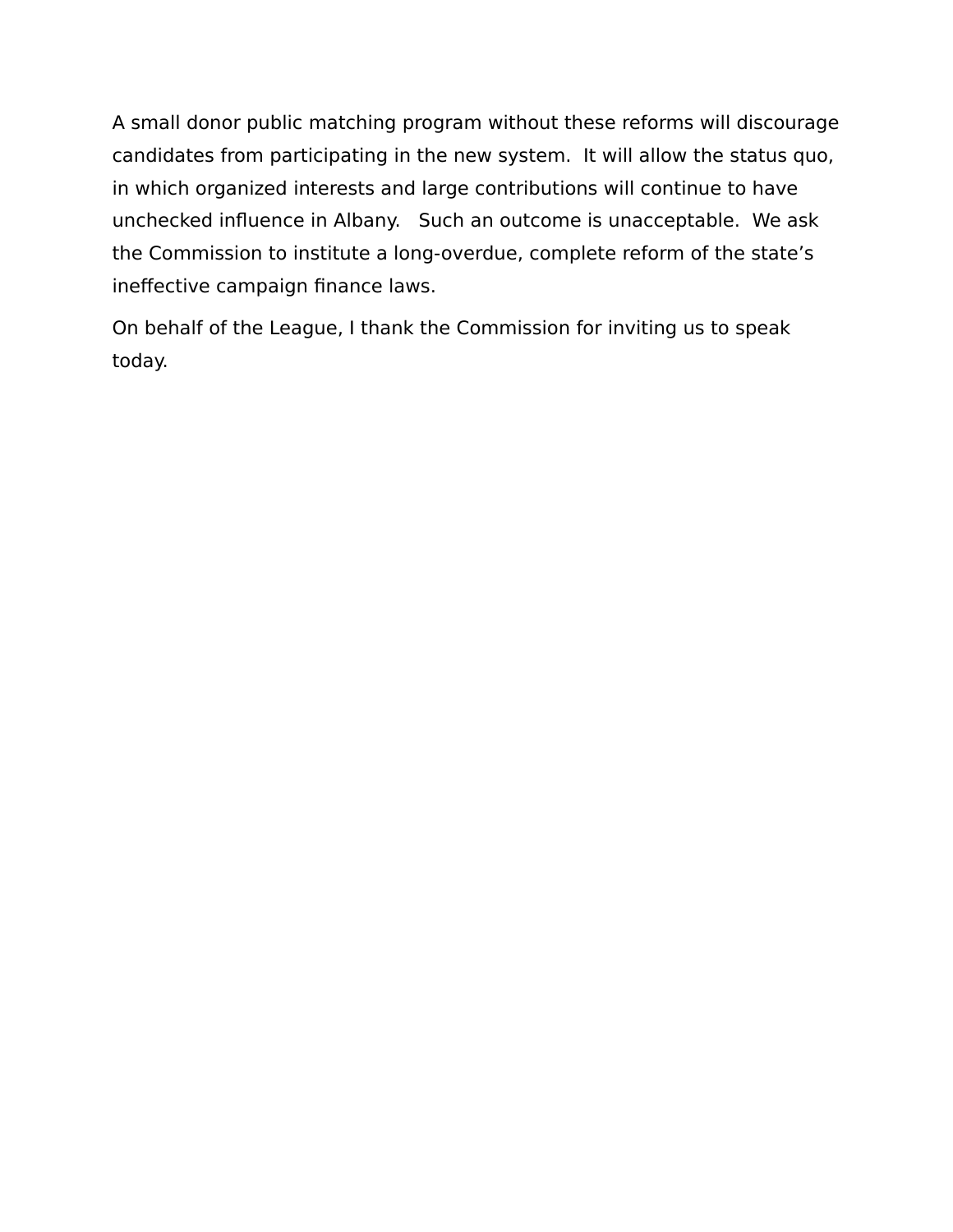A small donor public matching program without these reforms will discourage candidates from participating in the new system. It will allow the status quo, in which organized interests and large contributions will continue to have unchecked influence in Albany. Such an outcome is unacceptable. We ask the Commission to institute a long-overdue, complete reform of the state's ineffective campaign finance laws.

On behalf of the League, I thank the Commission for inviting us to speak today.